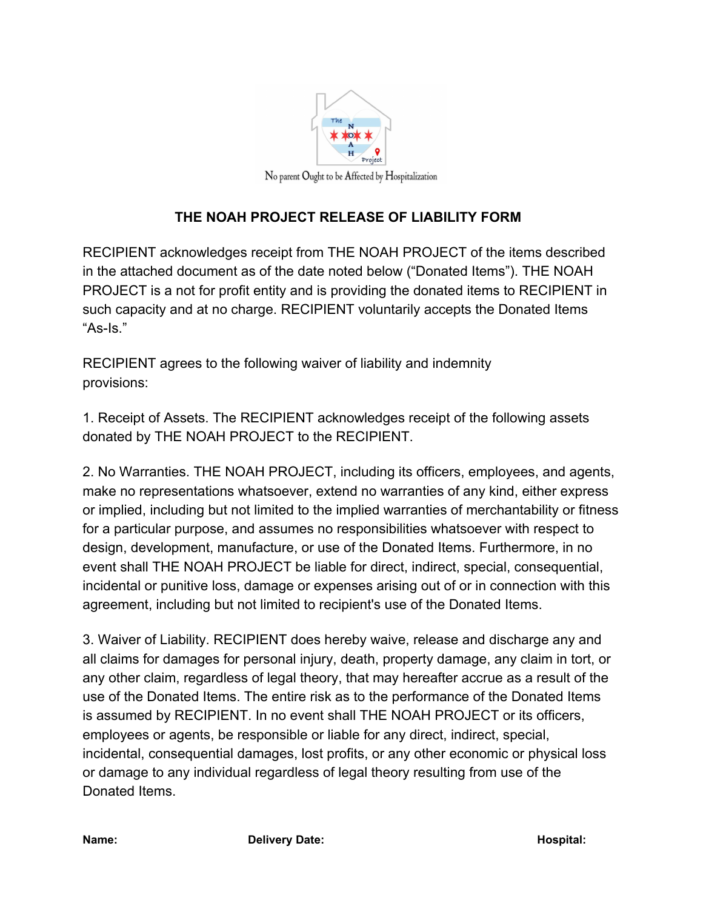No parent Ought to be Affected by Hospitalization

## THE NOAH PROJECT RELEASE OF LIABILITY FORM

RECIPIENT acknowledges receipt from THE NOAH PROJECT of the items described in the attached document as of the date noted below ("Donated Items"). THE NOAH PROJECT is a not for profit entity and is providing the donated items to RECIPIENT in such capacity and at no charge. RECIPIENT voluntarily accepts the Donated Items "As-Is."

RECIPIENT agrees to the following waiver of liability and indemnity provisions:

1. Receipt of Assets. The RECIPIENT acknowledges receipt of the following assets donated by THE NOAH PROJECT to the RECIPIENT.

2. No Warranties. THE NOAH PROJECT, including its officers, employees, and agents, make no representations whatsoever, extend no warranties of any kind, either express or implied, including but not limited to the implied warranties of merchantability or fitness for a particular purpose, and assumes no responsibilities whatsoever with respect to design, development, manufacture, or use of the Donated Items. Furthermore, in no event shall THE NOAH PROJECT be liable for direct, indirect, special, consequential, incidental or punitive loss, damage or expenses arising out of or in connection with this agreement, including but not limited to recipient's use of the Donated Items.

3. Waiver of Liability. RECIPIENT does hereby waive, release and discharge any and all claims for damages for personal injury, death, property damage, any claim in tort, or any other claim, regardless of legal theory, that may hereafter accrue as a result of the use of the Donated Items. The entire risk as to the performance of the Donated Items is assumed by RECIPIENT. In no event shall THE NOAH PROJECT or its officers, employees or agents, be responsible or liable for any direct, indirect, special, incidental, consequential damages, lost profits, or any other economic or physical loss or damage to any individual regardless of legal theory resulting from use of the Donated Items.

**Name:** **Delivery Date:** **Hospital:**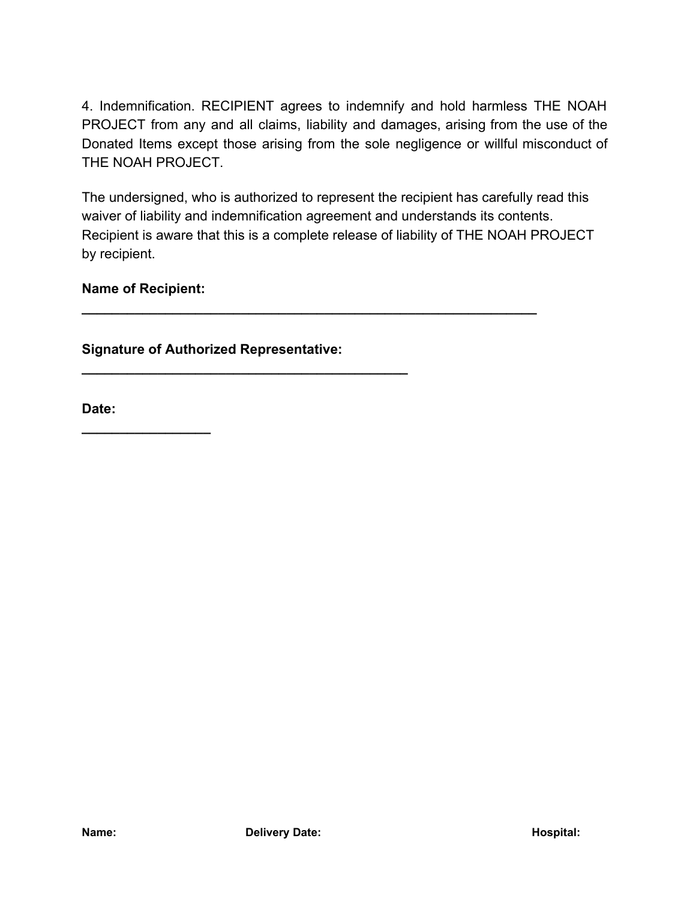4. Indemnification. RECIPIENT agrees to indemnify and hold harmless THE NOAH PROJECT from any and all claims, liability and damages, arising from the use of the Donated Items except those arising from the sole negligence or willful misconduct of THE NOAH PROJECT.

The undersigned, who is authorized to represent the recipient has carefully read this waiver of liability and indemnification agreement and understands its contents. Recipient is aware that this is a complete release of liability of THE NOAH PROJECT by recipient.

**Name of Recipient:**
**______________________________________________________________**

**Signature of Authorized Representative:**
**____________________________________________**

**Date:**
**_________________**

**Name:** **Delivery Date:** **Hospital:**